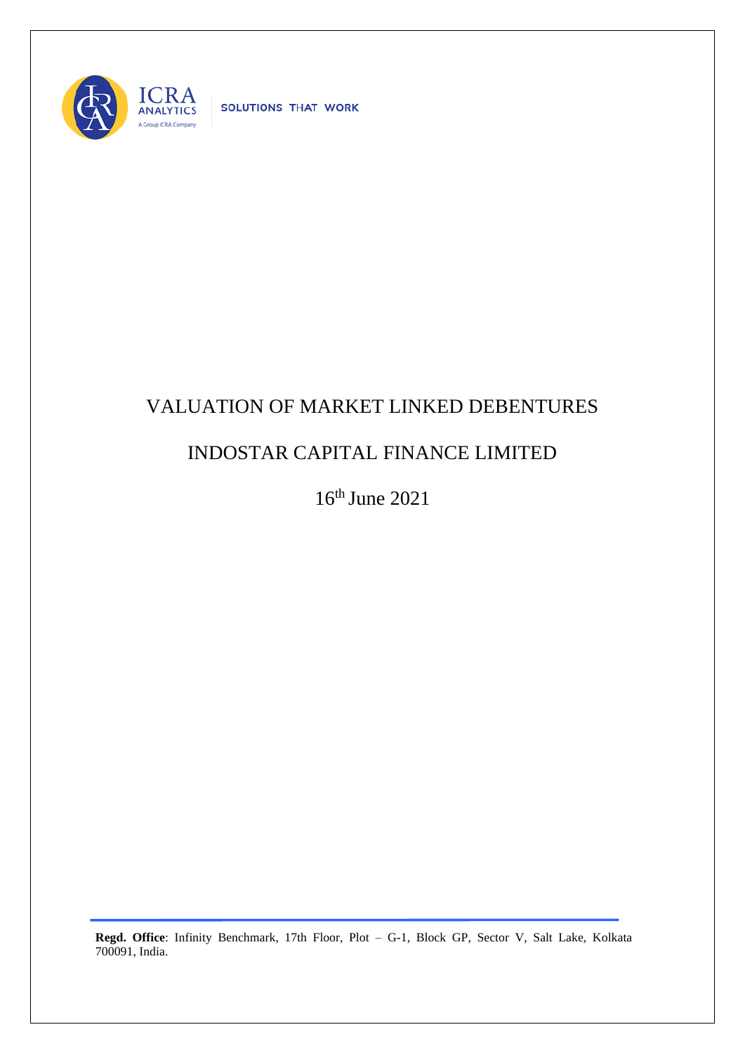ICRA ANALYTICS

A Group ICRA Company

SOLUTIONS THAT WORK

# VALUATION OF MARKET LINKED DEBENTURES

# INDOSTAR CAPITAL FINANCE LIMITED

16th June 2021

**Regd. Office**: Infinity Benchmark, 17th Floor, Plot – G-1, Block GP, Sector V, Salt Lake, Kolkata 700091, India.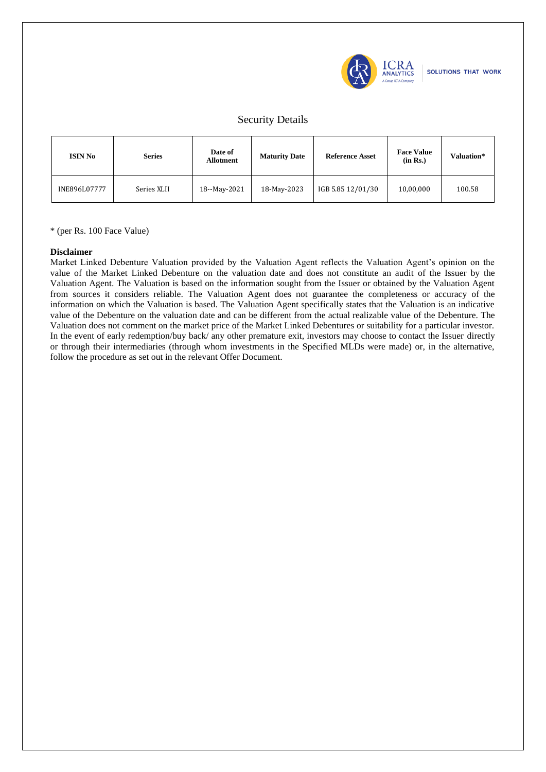## Security Details

| ISIN No | Series | Date of Allotment | Maturity Date | Reference Asset | Face Value (in Rs.) | Valuation* |
|---|---|---|---|---|---|---|
| INE896L07777 | Series XLII | 18--May-2021 | 18-May-2023 | IGB 5.85 12/01/30 | 10,00,000 | 100.58 |

* (per Rs. 100 Face Value)

**Disclaimer**

Market Linked Debenture Valuation provided by the Valuation Agent reflects the Valuation Agent's opinion on the value of the Market Linked Debenture on the valuation date and does not constitute an audit of the Issuer by the Valuation Agent. The Valuation is based on the information sought from the Issuer or obtained by the Valuation Agent from sources it considers reliable. The Valuation Agent does not guarantee the completeness or accuracy of the information on which the Valuation is based. The Valuation Agent specifically states that the Valuation is an indicative value of the Debenture on the valuation date and can be different from the actual realizable value of the Debenture. The Valuation does not comment on the market price of the Market Linked Debentures or suitability for a particular investor. In the event of early redemption/buy back/ any other premature exit, investors may choose to contact the Issuer directly or through their intermediaries (through whom investments in the Specified MLDs were made) or, in the alternative, follow the procedure as set out in the relevant Offer Document.